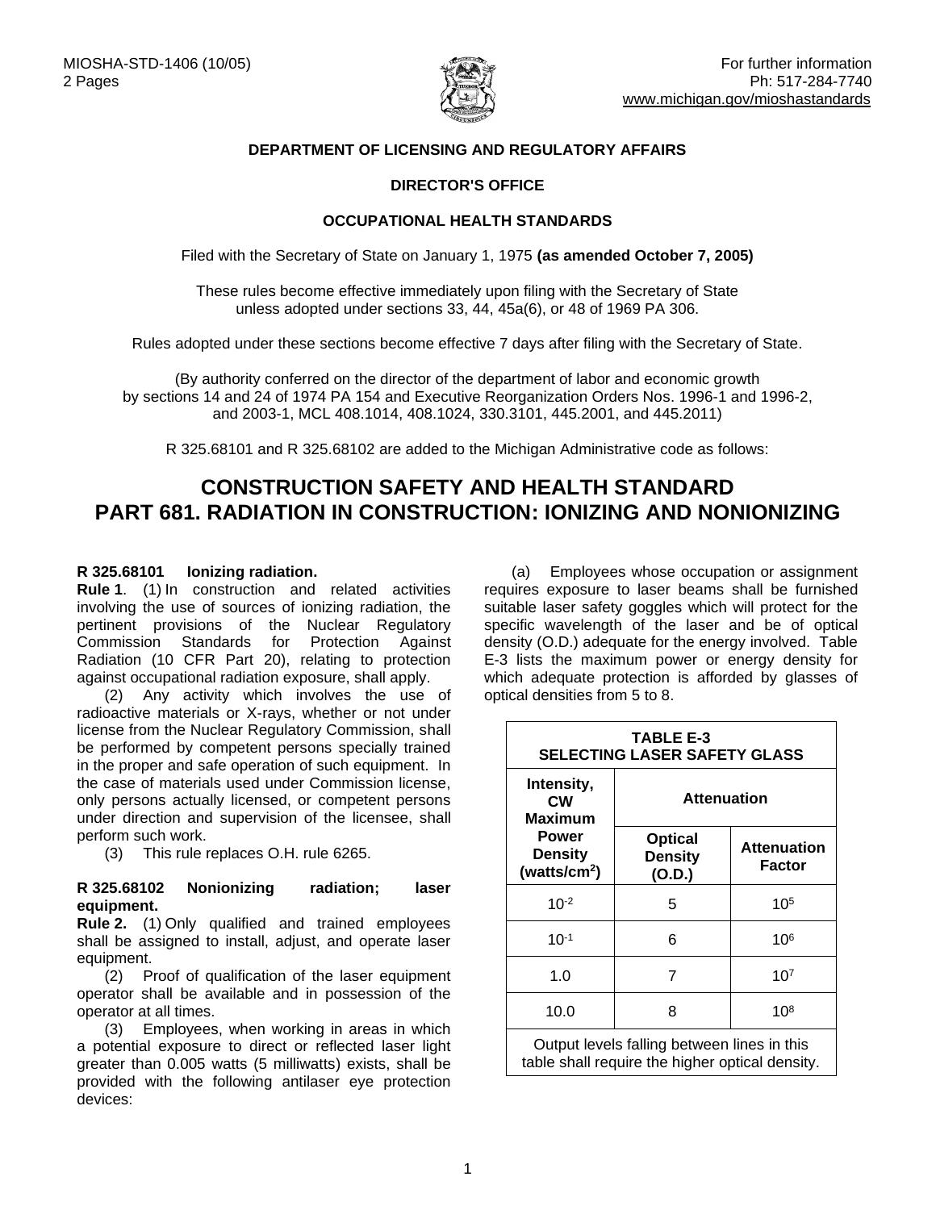MIOSHA-STD-1406 (10/05)
2 Pages

For further information
Ph: 517-284-7740
www.michigan.gov/mioshastandards

**DEPARTMENT OF LICENSING AND REGULATORY AFFAIRS**

**DIRECTOR'S OFFICE**

**OCCUPATIONAL HEALTH STANDARDS**

Filed with the Secretary of State on January 1, 1975 **(as amended October 7, 2005)**

These rules become effective immediately upon filing with the Secretary of State unless adopted under sections 33, 44, 45a(6), or 48 of 1969 PA 306.

Rules adopted under these sections become effective 7 days after filing with the Secretary of State.

(By authority conferred on the director of the department of labor and economic growth by sections 14 and 24 of 1974 PA 154 and Executive Reorganization Orders Nos. 1996-1 and 1996-2, and 2003-1, MCL 408.1014, 408.1024, 330.3101, 445.2001, and 445.2011)

R 325.68101 and R 325.68102 are added to the Michigan Administrative code as follows:

# CONSTRUCTION SAFETY AND HEALTH STANDARD
# PART 681. RADIATION IN CONSTRUCTION: IONIZING AND NONIONIZING

**R 325.68101 Ionizing radiation.**

**Rule 1**. (1) In construction and related activities involving the use of sources of ionizing radiation, the pertinent provisions of the Nuclear Regulatory Commission Standards for Protection Against Radiation (10 CFR Part 20), relating to protection against occupational radiation exposure, shall apply.

(2) Any activity which involves the use of radioactive materials or X-rays, whether or not under license from the Nuclear Regulatory Commission, shall be performed by competent persons specially trained in the proper and safe operation of such equipment. In the case of materials used under Commission license, only persons actually licensed, or competent persons under direction and supervision of the licensee, shall perform such work.

(3) This rule replaces O.H. rule 6265.

**R 325.68102 Nonionizing radiation; laser equipment.**

**Rule 2.** (1) Only qualified and trained employees shall be assigned to install, adjust, and operate laser equipment.

(2) Proof of qualification of the laser equipment operator shall be available and in possession of the operator at all times.

(3) Employees, when working in areas in which a potential exposure to direct or reflected laser light greater than 0.005 watts (5 milliwatts) exists, shall be provided with the following antilaser eye protection devices:

(a) Employees whose occupation or assignment requires exposure to laser beams shall be furnished suitable laser safety goggles which will protect for the specific wavelength of the laser and be of optical density (O.D.) adequate for the energy involved. Table E-3 lists the maximum power or energy density for which adequate protection is afforded by glasses of optical densities from 5 to 8.

**TABLE E-3**
**SELECTING LASER SAFETY GLASS**

| Intensity, CW Maximum Power Density (watts/cm$^2$) | Attenuation | |
|---|---|---|
| | Optical Density (O.D.) | Attenuation Factor |
| $10^{-2}$ | 5 | $10^5$ |
| $10^{-1}$ | 6 | $10^6$ |
| 1.0 | 7 | $10^7$ |
| 10.0 | 8 | $10^8$ |

Output levels falling between lines in this table shall require the higher optical density.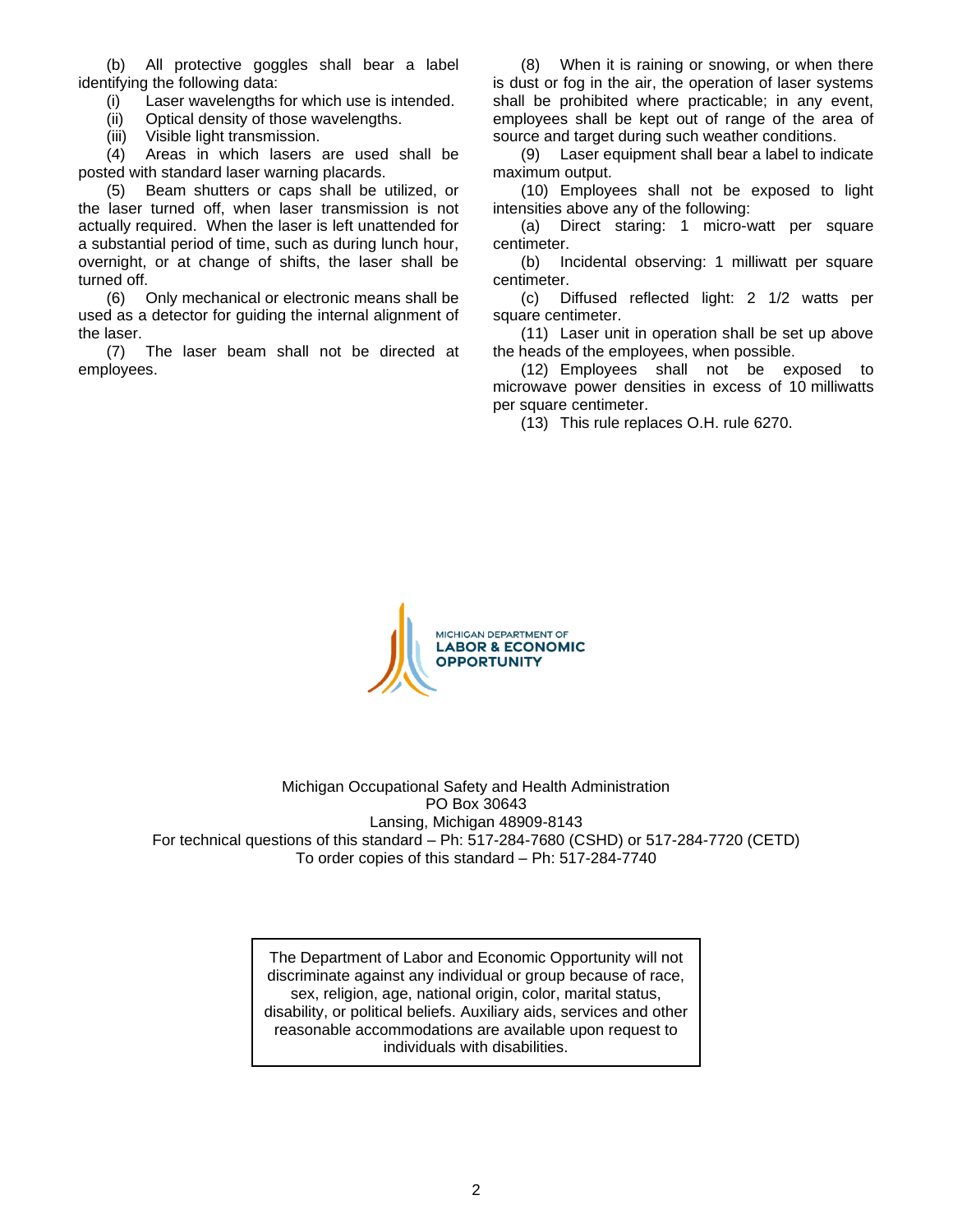(b) All protective goggles shall bear a label identifying the following data:

(i) Laser wavelengths for which use is intended.

(ii) Optical density of those wavelengths.

(iii) Visible light transmission.

(4) Areas in which lasers are used shall be posted with standard laser warning placards.

(5) Beam shutters or caps shall be utilized, or the laser turned off, when laser transmission is not actually required. When the laser is left unattended for a substantial period of time, such as during lunch hour, overnight, or at change of shifts, the laser shall be turned off.

(6) Only mechanical or electronic means shall be used as a detector for guiding the internal alignment of the laser.

(7) The laser beam shall not be directed at employees.

(8) When it is raining or snowing, or when there is dust or fog in the air, the operation of laser systems shall be prohibited where practicable; in any event, employees shall be kept out of range of the area of source and target during such weather conditions.

(9) Laser equipment shall bear a label to indicate maximum output.

(10) Employees shall not be exposed to light intensities above any of the following:

(a) Direct staring: 1 micro-watt per square centimeter.

(b) Incidental observing: 1 milliwatt per square centimeter.

(c) Diffused reflected light: 2 1/2 watts per square centimeter.

(11) Laser unit in operation shall be set up above the heads of the employees, when possible.

(12) Employees shall not be exposed to microwave power densities in excess of 10 milliwatts per square centimeter.

(13) This rule replaces O.H. rule 6270.

MICHIGAN DEPARTMENT OF
**LABOR & ECONOMIC OPPORTUNITY**

Michigan Occupational Safety and Health Administration
PO Box 30643
Lansing, Michigan 48909-8143
For technical questions of this standard – Ph: 517-284-7680 (CSHD) or 517-284-7720 (CETD)
To order copies of this standard – Ph: 517-284-7740

The Department of Labor and Economic Opportunity will not discriminate against any individual or group because of race, sex, religion, age, national origin, color, marital status, disability, or political beliefs. Auxiliary aids, services and other reasonable accommodations are available upon request to individuals with disabilities.